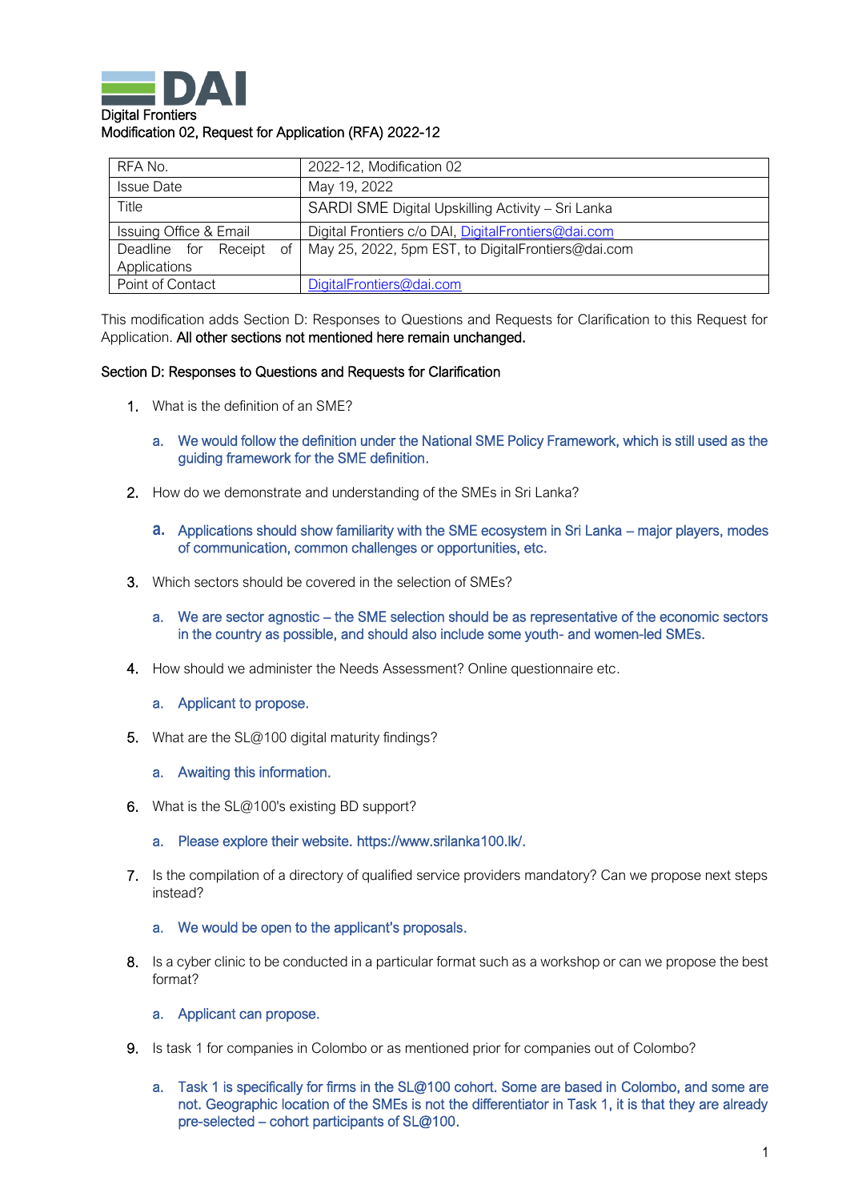DAI

Digital Frontiers

Modification 02, Request for Application (RFA) 2022-12

| RFA No. | 2022-12, Modification 02 |
| --- | --- |
| Issue Date | May 19, 2022 |
| Title | SARDI SME Digital Upskilling Activity – Sri Lanka |
| Issuing Office & Email | Digital Frontiers c/o DAI, DigitalFrontiers@dai.com |
| Deadline for Receipt of Applications | May 25, 2022, 5pm EST, to DigitalFrontiers@dai.com |
| Point of Contact | DigitalFrontiers@dai.com |

This modification adds Section D: Responses to Questions and Requests for Clarification to this Request for Application. **All other sections not mentioned here remain unchanged.**

## Section D: Responses to Questions and Requests for Clarification

1. What is the definition of an SME?

   a. We would follow the definition under the National SME Policy Framework, which is still used as the guiding framework for the SME definition.

2. How do we demonstrate and understanding of the SMEs in Sri Lanka?

   a. Applications should show familiarity with the SME ecosystem in Sri Lanka – major players, modes of communication, common challenges or opportunities, etc.

3. Which sectors should be covered in the selection of SMEs?

   a. We are sector agnostic – the SME selection should be as representative of the economic sectors in the country as possible, and should also include some youth- and women-led SMEs.

4. How should we administer the Needs Assessment? Online questionnaire etc.

   a. Applicant to propose.

5. What are the SL@100 digital maturity findings?

   a. Awaiting this information.

6. What is the SL@100's existing BD support?

   a. Please explore their website. https://www.srilanka100.lk/.

7. Is the compilation of a directory of qualified service providers mandatory? Can we propose next steps instead?

   a. We would be open to the applicant's proposals.

8. Is a cyber clinic to be conducted in a particular format such as a workshop or can we propose the best format?

   a. Applicant can propose.

9. Is task 1 for companies in Colombo or as mentioned prior for companies out of Colombo?

   a. Task 1 is specifically for firms in the SL@100 cohort. Some are based in Colombo, and some are not. Geographic location of the SMEs is not the differentiator in Task 1, it is that they are already pre-selected – cohort participants of SL@100.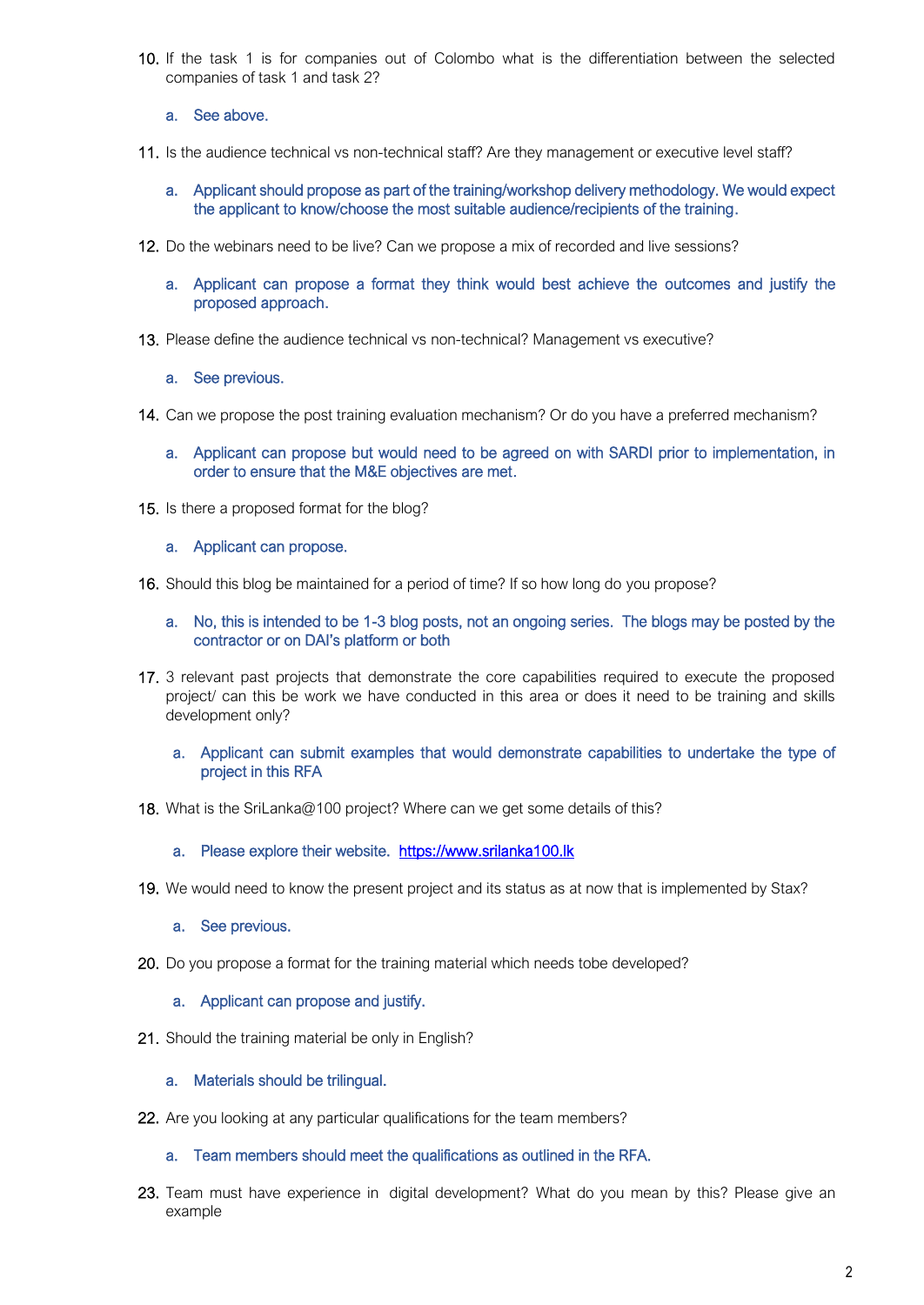10. If the task 1 is for companies out of Colombo what is the differentiation between the selected companies of task 1 and task 2?

    a. See above.

11. Is the audience technical vs non-technical staff? Are they management or executive level staff?

    a. Applicant should propose as part of the training/workshop delivery methodology. We would expect the applicant to know/choose the most suitable audience/recipients of the training.

12. Do the webinars need to be live? Can we propose a mix of recorded and live sessions?

    a. Applicant can propose a format they think would best achieve the outcomes and justify the proposed approach.

13. Please define the audience technical vs non-technical? Management vs executive?

    a. See previous.

14. Can we propose the post training evaluation mechanism? Or do you have a preferred mechanism?

    a. Applicant can propose but would need to be agreed on with SARDI prior to implementation, in order to ensure that the M&E objectives are met.

15. Is there a proposed format for the blog?

    a. Applicant can propose.

16. Should this blog be maintained for a period of time? If so how long do you propose?

    a. No, this is intended to be 1-3 blog posts, not an ongoing series. The blogs may be posted by the contractor or on DAI's platform or both

17. 3 relevant past projects that demonstrate the core capabilities required to execute the proposed project/ can this be work we have conducted in this area or does it need to be training and skills development only?

    a. Applicant can submit examples that would demonstrate capabilities to undertake the type of project in this RFA

18. What is the SriLanka@100 project? Where can we get some details of this?

    a. Please explore their website. https://www.srilanka100.lk

19. We would need to know the present project and its status as at now that is implemented by Stax?

    a. See previous.

20. Do you propose a format for the training material which needs tobe developed?

    a. Applicant can propose and justify.

21. Should the training material be only in English?

    a. Materials should be trilingual.

22. Are you looking at any particular qualifications for the team members?

    a. Team members should meet the qualifications as outlined in the RFA.

23. Team must have experience in digital development? What do you mean by this? Please give an example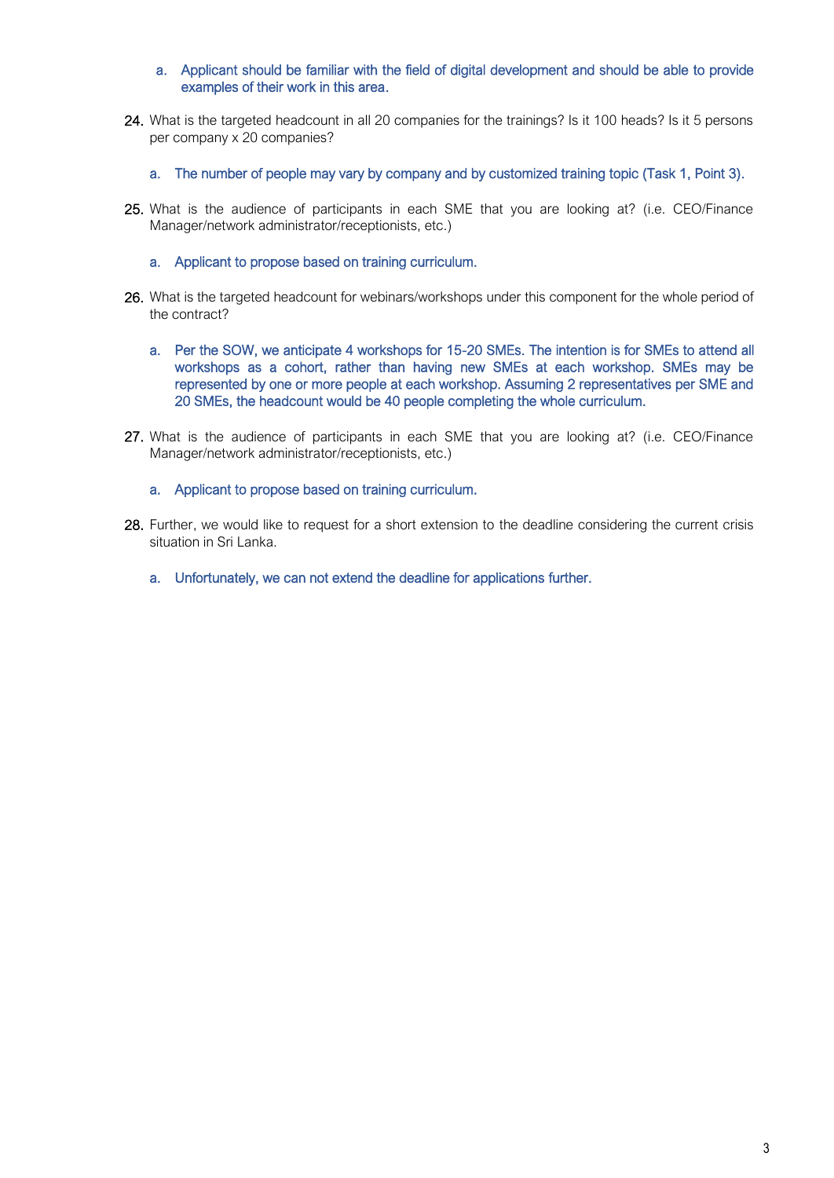a. Applicant should be familiar with the field of digital development and should be able to provide examples of their work in this area.

24. What is the targeted headcount in all 20 companies for the trainings? Is it 100 heads? Is it 5 persons per company x 20 companies?

    a. The number of people may vary by company and by customized training topic (Task 1, Point 3).

25. What is the audience of participants in each SME that you are looking at? (i.e. CEO/Finance Manager/network administrator/receptionists, etc.)

    a. Applicant to propose based on training curriculum.

26. What is the targeted headcount for webinars/workshops under this component for the whole period of the contract?

    a. Per the SOW, we anticipate 4 workshops for 15-20 SMEs. The intention is for SMEs to attend all workshops as a cohort, rather than having new SMEs at each workshop. SMEs may be represented by one or more people at each workshop. Assuming 2 representatives per SME and 20 SMEs, the headcount would be 40 people completing the whole curriculum.

27. What is the audience of participants in each SME that you are looking at? (i.e. CEO/Finance Manager/network administrator/receptionists, etc.)

    a. Applicant to propose based on training curriculum.

28. Further, we would like to request for a short extension to the deadline considering the current crisis situation in Sri Lanka.

    a. Unfortunately, we can not extend the deadline for applications further.